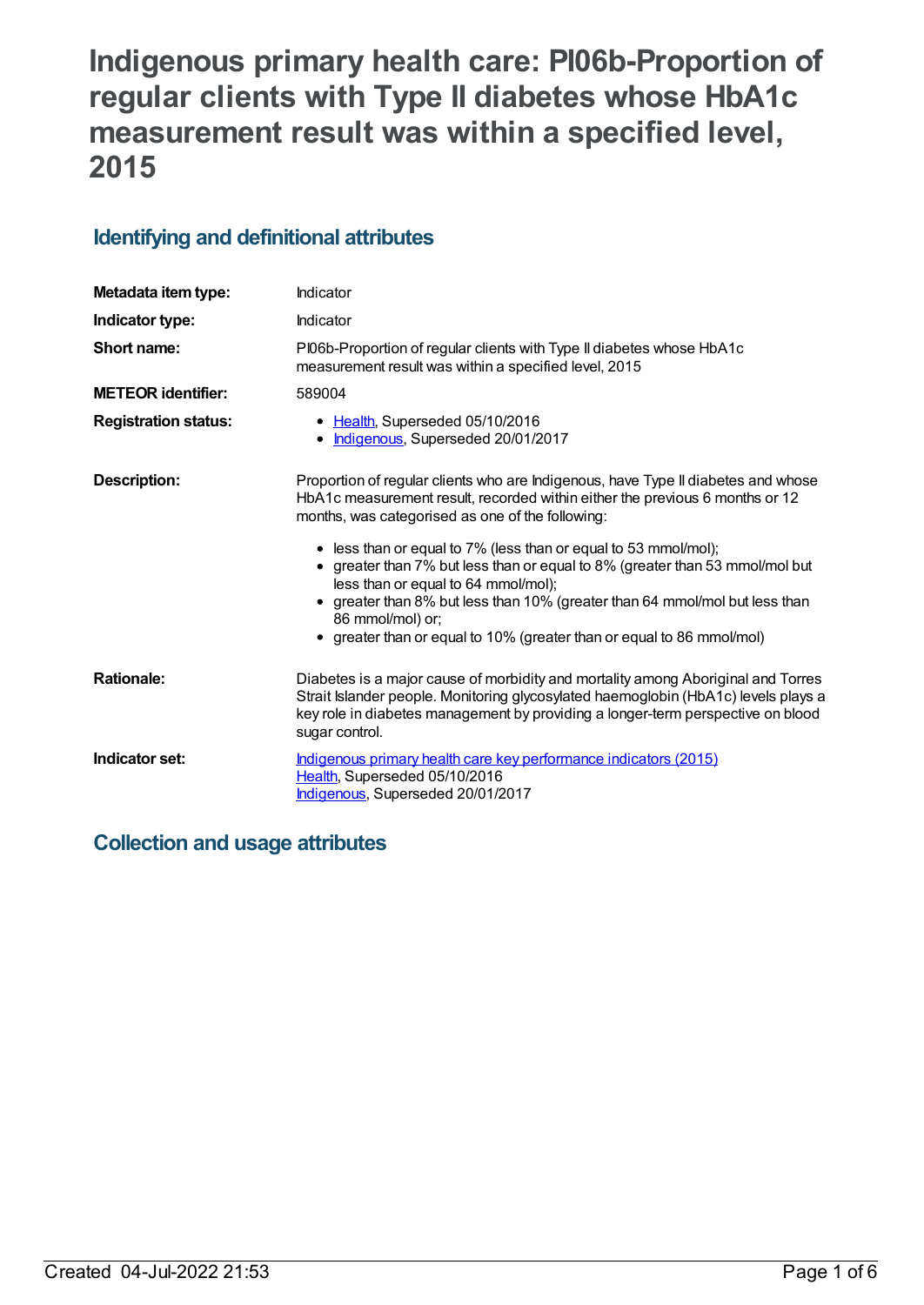# Indigenous primary health care: PI06b-Proportion of regular clients with Type II diabetes whose HbA1c measurement result was within a specified level, 2015

## Identifying and definitional attributes

| | |
|---|---|
| **Metadata item type:** | Indicator |
| **Indicator type:** | Indicator |
| **Short name:** | PI06b-Proportion of regular clients with Type II diabetes whose HbA1c measurement result was within a specified level, 2015 |
| **METEOR identifier:** | 589004 |
| **Registration status:** | • Health, Superseded 05/10/2016<br>• Indigenous, Superseded 20/01/2017 |
| **Description:** | Proportion of regular clients who are Indigenous, have Type II diabetes and whose HbA1c measurement result, recorded within either the previous 6 months or 12 months, was categorised as one of the following:<br>• less than or equal to 7% (less than or equal to 53 mmol/mol);<br>• greater than 7% but less than or equal to 8% (greater than 53 mmol/mol but less than or equal to 64 mmol/mol);<br>• greater than 8% but less than 10% (greater than 64 mmol/mol but less than 86 mmol/mol) or;<br>• greater than or equal to 10% (greater than or equal to 86 mmol/mol) |
| **Rationale:** | Diabetes is a major cause of morbidity and mortality among Aboriginal and Torres Strait Islander people. Monitoring glycosylated haemoglobin (HbA1c) levels plays a key role in diabetes management by providing a longer-term perspective on blood sugar control. |
| **Indicator set:** | Indigenous primary health care key performance indicators (2015)<br>Health, Superseded 05/10/2016<br>Indigenous, Superseded 20/01/2017 |

## Collection and usage attributes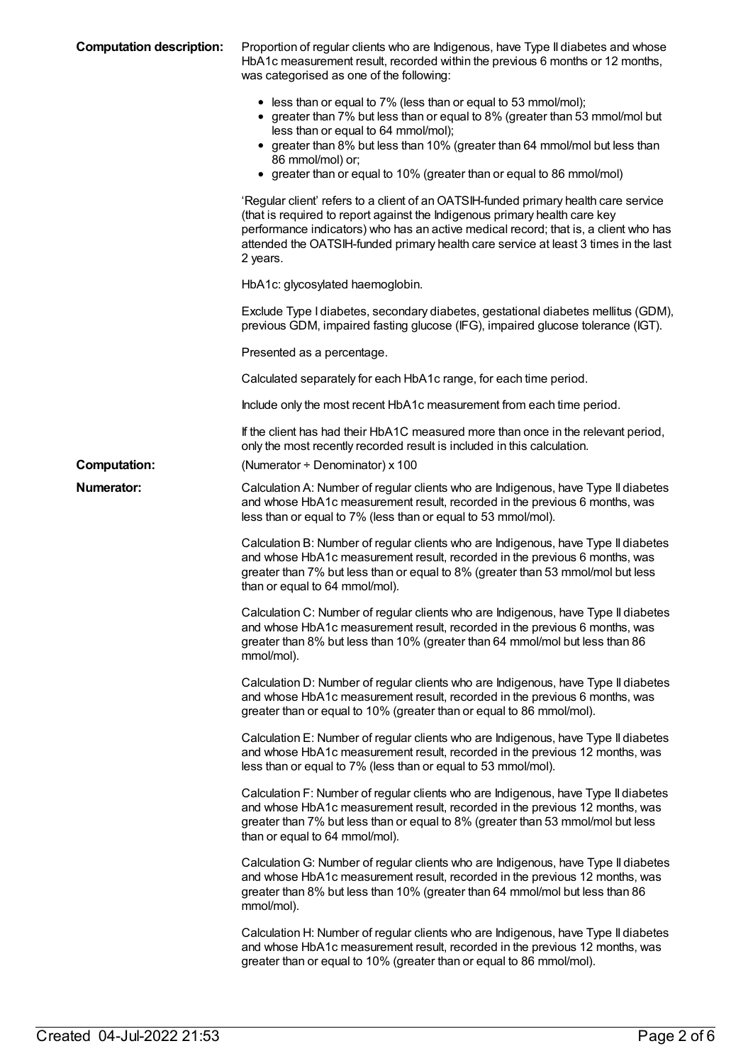**Computation description:** Proportion of regular clients who are Indigenous, have Type II diabetes and whose HbA1c measurement result, recorded within the previous 6 months or 12 months, was categorised as one of the following:

- less than or equal to 7% (less than or equal to 53 mmol/mol);
- greater than 7% but less than or equal to 8% (greater than 53 mmol/mol but less than or equal to 64 mmol/mol);
- greater than 8% but less than 10% (greater than 64 mmol/mol but less than 86 mmol/mol) or;
- greater than or equal to 10% (greater than or equal to 86 mmol/mol)

'Regular client' refers to a client of an OATSIH-funded primary health care service (that is required to report against the Indigenous primary health care key performance indicators) who has an active medical record; that is, a client who has attended the OATSIH-funded primary health care service at least 3 times in the last 2 years.

HbA1c: glycosylated haemoglobin.

Exclude Type I diabetes, secondary diabetes, gestational diabetes mellitus (GDM), previous GDM, impaired fasting glucose (IFG), impaired glucose tolerance (IGT).

Presented as a percentage.

Calculated separately for each HbA1c range, for each time period.

Include only the most recent HbA1c measurement from each time period.

If the client has had their HbA1C measured more than once in the relevant period, only the most recently recorded result is included in this calculation.

**Computation:** (Numerator ÷ Denominator) x 100

**Numerator:** Calculation A: Number of regular clients who are Indigenous, have Type II diabetes and whose HbA1c measurement result, recorded in the previous 6 months, was less than or equal to 7% (less than or equal to 53 mmol/mol).

Calculation B: Number of regular clients who are Indigenous, have Type II diabetes and whose HbA1c measurement result, recorded in the previous 6 months, was greater than 7% but less than or equal to 8% (greater than 53 mmol/mol but less than or equal to 64 mmol/mol).

Calculation C: Number of regular clients who are Indigenous, have Type II diabetes and whose HbA1c measurement result, recorded in the previous 6 months, was greater than 8% but less than 10% (greater than 64 mmol/mol but less than 86 mmol/mol).

Calculation D: Number of regular clients who are Indigenous, have Type II diabetes and whose HbA1c measurement result, recorded in the previous 6 months, was greater than or equal to 10% (greater than or equal to 86 mmol/mol).

Calculation E: Number of regular clients who are Indigenous, have Type II diabetes and whose HbA1c measurement result, recorded in the previous 12 months, was less than or equal to 7% (less than or equal to 53 mmol/mol).

Calculation F: Number of regular clients who are Indigenous, have Type II diabetes and whose HbA1c measurement result, recorded in the previous 12 months, was greater than 7% but less than or equal to 8% (greater than 53 mmol/mol but less than or equal to 64 mmol/mol).

Calculation G: Number of regular clients who are Indigenous, have Type II diabetes and whose HbA1c measurement result, recorded in the previous 12 months, was greater than 8% but less than 10% (greater than 64 mmol/mol but less than 86 mmol/mol).

Calculation H: Number of regular clients who are Indigenous, have Type II diabetes and whose HbA1c measurement result, recorded in the previous 12 months, was greater than or equal to 10% (greater than or equal to 86 mmol/mol).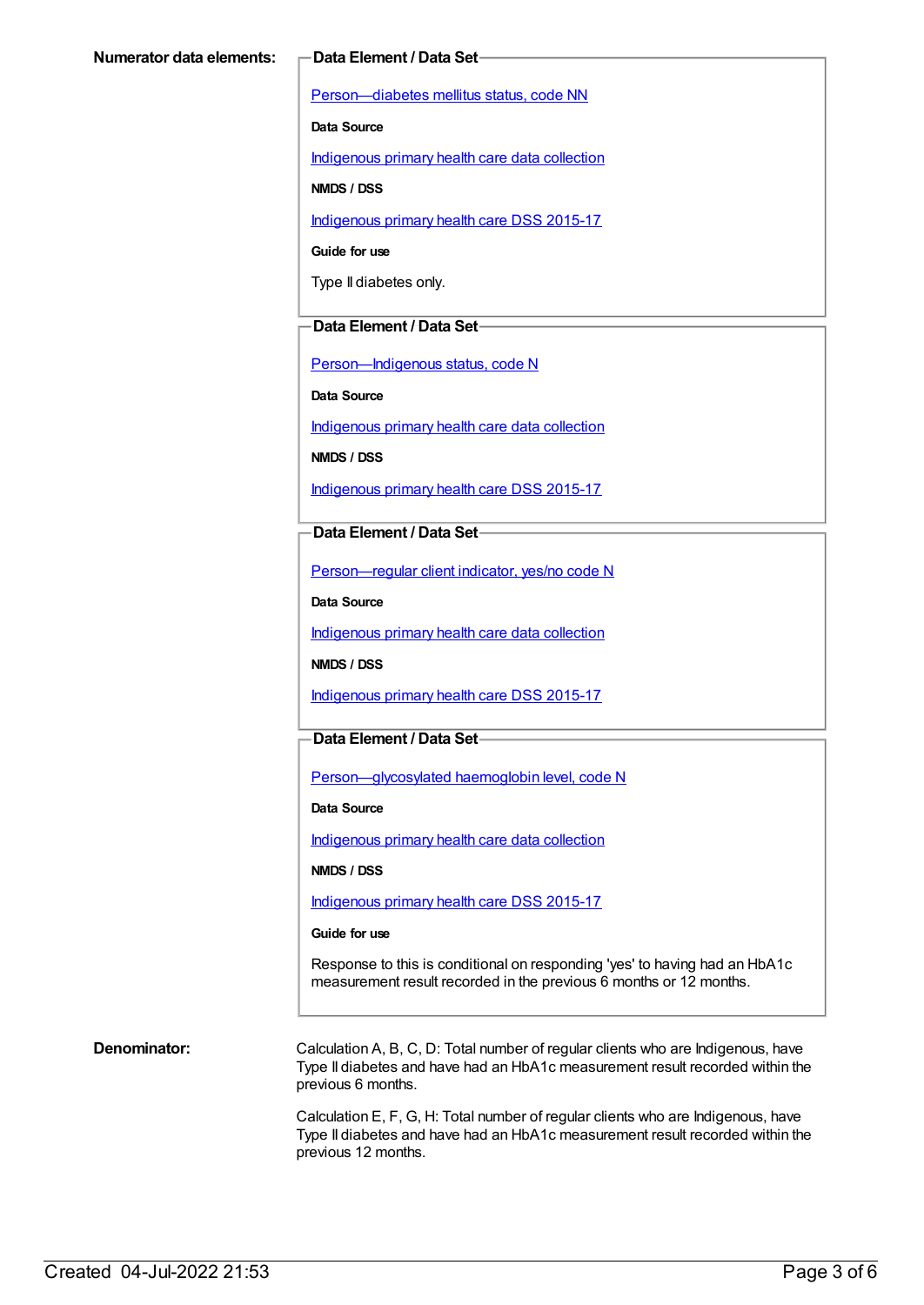**Numerator data elements:**

**Data Element / Data Set**

Person—diabetes mellitus status, code NN

**Data Source**

Indigenous primary health care data collection

**NMDS / DSS**

Indigenous primary health care DSS 2015-17

**Guide for use**

Type II diabetes only.

**Data Element / Data Set**

Person—Indigenous status, code N

**Data Source**

Indigenous primary health care data collection

**NMDS / DSS**

Indigenous primary health care DSS 2015-17

**Data Element / Data Set**

Person—regular client indicator, yes/no code N

**Data Source**

Indigenous primary health care data collection

**NMDS / DSS**

Indigenous primary health care DSS 2015-17

**Data Element / Data Set**

Person—glycosylated haemoglobin level, code N

**Data Source**

Indigenous primary health care data collection

**NMDS / DSS**

Indigenous primary health care DSS 2015-17

**Guide for use**

Response to this is conditional on responding 'yes' to having had an HbA1c measurement result recorded in the previous 6 months or 12 months.

**Denominator:**

Calculation A, B, C, D: Total number of regular clients who are Indigenous, have Type II diabetes and have had an HbA1c measurement result recorded within the previous 6 months.

Calculation E, F, G, H: Total number of regular clients who are Indigenous, have Type II diabetes and have had an HbA1c measurement result recorded within the previous 12 months.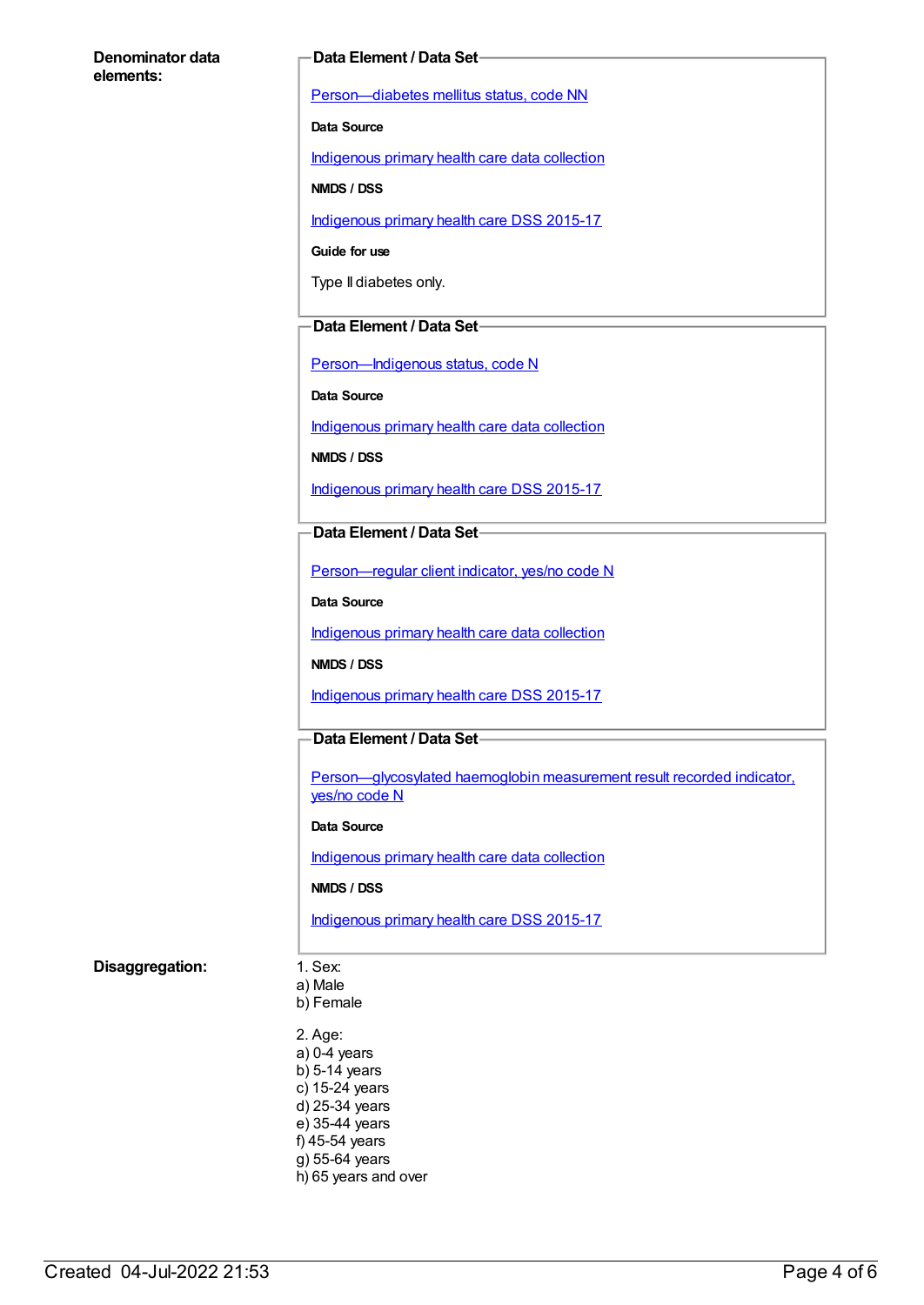**Denominator data elements:**

**Data Element / Data Set**

Person—diabetes mellitus status, code NN

**Data Source**

Indigenous primary health care data collection

**NMDS / DSS**

Indigenous primary health care DSS 2015-17

**Guide for use**

Type II diabetes only.

**Data Element / Data Set**

Person—Indigenous status, code N

**Data Source**

Indigenous primary health care data collection

**NMDS / DSS**

Indigenous primary health care DSS 2015-17

**Data Element / Data Set**

Person—regular client indicator, yes/no code N

**Data Source**

Indigenous primary health care data collection

**NMDS / DSS**

Indigenous primary health care DSS 2015-17

**Data Element / Data Set**

Person—glycosylated haemoglobin measurement result recorded indicator, yes/no code N

**Data Source**

Indigenous primary health care data collection

**NMDS / DSS**

Indigenous primary health care DSS 2015-17

**Disaggregation:**

1. Sex:
a) Male
b) Female

2. Age:
a) 0-4 years
b) 5-14 years
c) 15-24 years
d) 25-34 years
e) 35-44 years
f) 45-54 years
g) 55-64 years
h) 65 years and over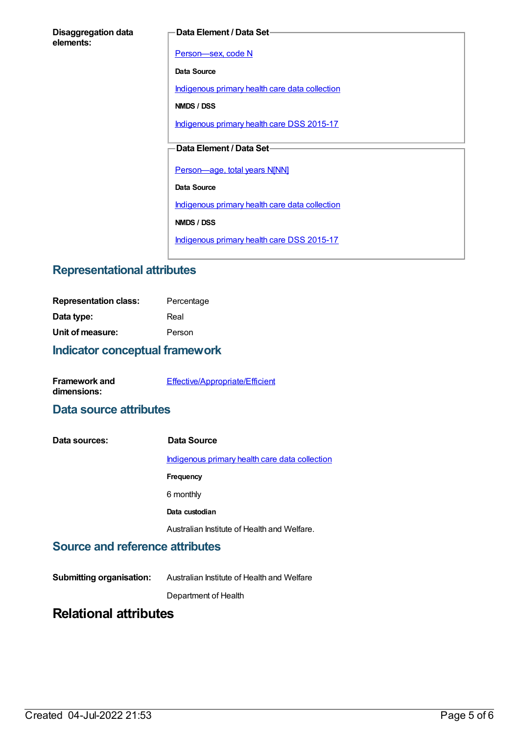**Disaggregation data elements:**

**Data Element / Data Set**

Person—sex, code N

**Data Source**

Indigenous primary health care data collection

**NMDS / DSS**

Indigenous primary health care DSS 2015-17

**Data Element / Data Set**

Person—age, total years N[NN]

**Data Source**

Indigenous primary health care data collection

**NMDS / DSS**

Indigenous primary health care DSS 2015-17

## Representational attributes

**Representation class:** Percentage

**Data type:** Real

**Unit of measure:** Person

## Indicator conceptual framework

**Framework and dimensions:** Effective/Appropriate/Efficient

## Data source attributes

**Data sources:**

**Data Source**

Indigenous primary health care data collection

**Frequency**

6 monthly

**Data custodian**

Australian Institute of Health and Welfare.

## Source and reference attributes

**Submitting organisation:** Australian Institute of Health and Welfare

Department of Health

# Relational attributes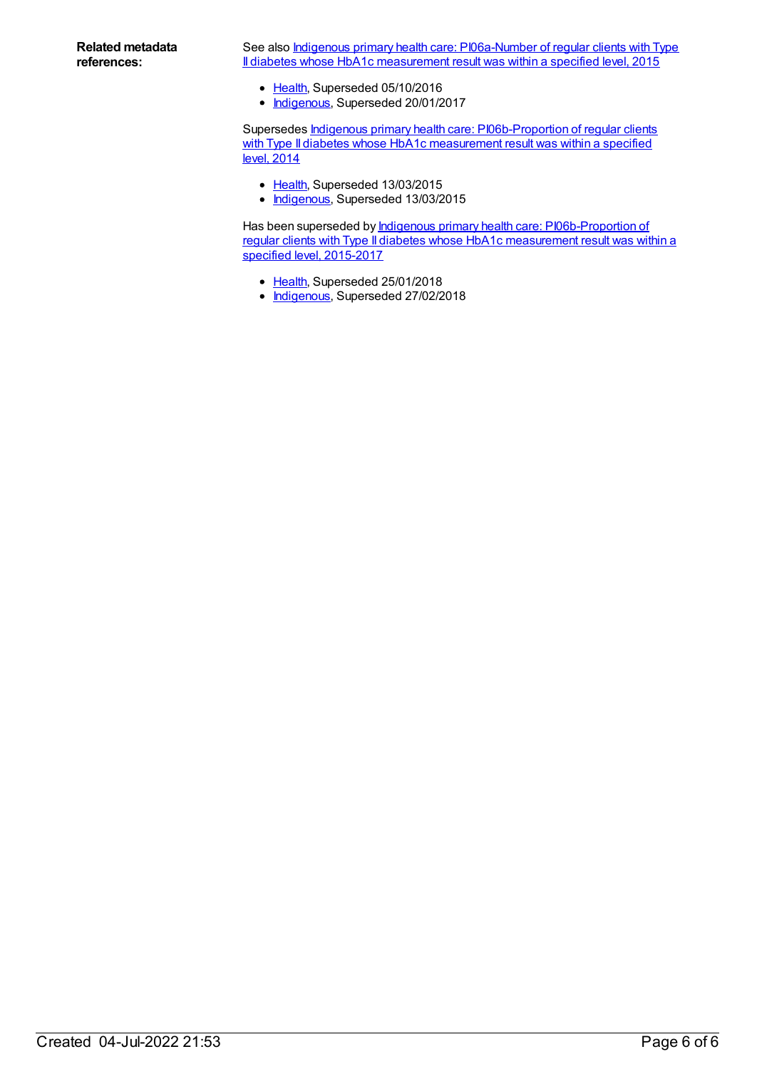**Related metadata references:**

See also Indigenous primary health care: PI06a-Number of regular clients with Type II diabetes whose HbA1c measurement result was within a specified level, 2015

- Health, Superseded 05/10/2016
- Indigenous, Superseded 20/01/2017

Supersedes Indigenous primary health care: PI06b-Proportion of regular clients with Type II diabetes whose HbA1c measurement result was within a specified level, 2014

- Health, Superseded 13/03/2015
- Indigenous, Superseded 13/03/2015

Has been superseded by Indigenous primary health care: PI06b-Proportion of regular clients with Type II diabetes whose HbA1c measurement result was within a specified level, 2015-2017

- Health, Superseded 25/01/2018
- Indigenous, Superseded 27/02/2018